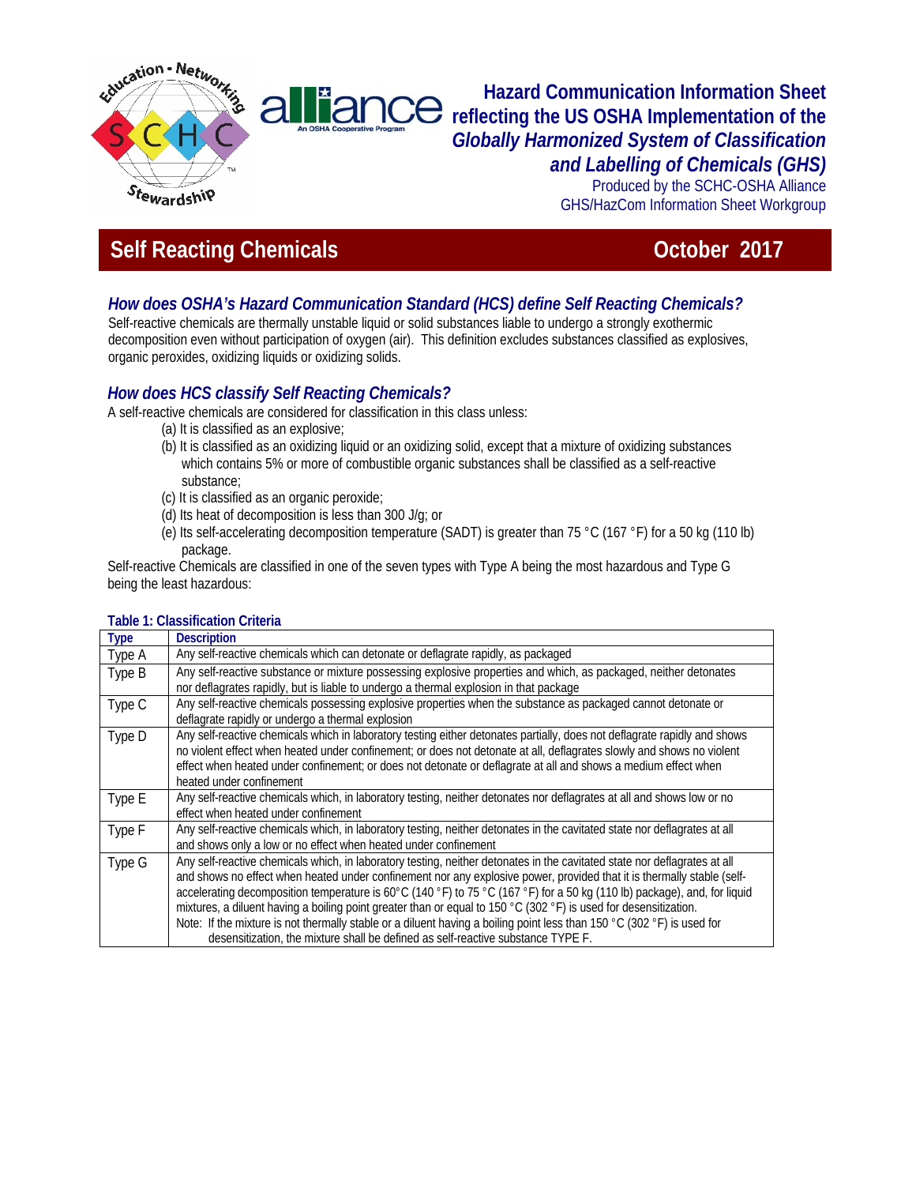# Hazard Communication Information Sheet reflecting the US OSHA Implementation of the *Globally Harmonized System of Classification and Labelling of Chemicals (GHS)*

Produced by the SCHC-OSHA Alliance
GHS/HazCom Information Sheet Workgroup

## Self Reacting Chemicals — October 2017

### *How does OSHA's Hazard Communication Standard (HCS) define Self Reacting Chemicals?*

Self-reactive chemicals are thermally unstable liquid or solid substances liable to undergo a strongly exothermic decomposition even without participation of oxygen (air). This definition excludes substances classified as explosives, organic peroxides, oxidizing liquids or oxidizing solids.

### *How does HCS classify Self Reacting Chemicals?*

A self-reactive chemicals are considered for classification in this class unless:

(a) It is classified as an explosive;
(b) It is classified as an oxidizing liquid or an oxidizing solid, except that a mixture of oxidizing substances which contains 5% or more of combustible organic substances shall be classified as a self-reactive substance;
(c) It is classified as an organic peroxide;
(d) Its heat of decomposition is less than 300 J/g; or
(e) Its self-accelerating decomposition temperature (SADT) is greater than 75 °C (167 °F) for a 50 kg (110 lb) package.

Self-reactive Chemicals are classified in one of the seven types with Type A being the most hazardous and Type G being the least hazardous:

**Table 1: Classification Criteria**

| Type | Description |
|---|---|
| Type A | Any self-reactive chemicals which can detonate or deflagrate rapidly, as packaged |
| Type B | Any self-reactive substance or mixture possessing explosive properties and which, as packaged, neither detonates nor deflagrates rapidly, but is liable to undergo a thermal explosion in that package |
| Type C | Any self-reactive chemicals possessing explosive properties when the substance as packaged cannot detonate or deflagrate rapidly or undergo a thermal explosion |
| Type D | Any self-reactive chemicals which in laboratory testing either detonates partially, does not deflagrate rapidly and shows no violent effect when heated under confinement; or does not detonate at all, deflagrates slowly and shows no violent effect when heated under confinement; or does not detonate or deflagrate at all and shows a medium effect when heated under confinement |
| Type E | Any self-reactive chemicals which, in laboratory testing, neither detonates nor deflagrates at all and shows low or no effect when heated under confinement |
| Type F | Any self-reactive chemicals which, in laboratory testing, neither detonates in the cavitated state nor deflagrates at all and shows only a low or no effect when heated under confinement |
| Type G | Any self-reactive chemicals which, in laboratory testing, neither detonates in the cavitated state nor deflagrates at all and shows no effect when heated under confinement nor any explosive power, provided that it is thermally stable (self-accelerating decomposition temperature is 60°C (140 °F) to 75 °C (167 °F) for a 50 kg (110 lb) package), and, for liquid mixtures, a diluent having a boiling point greater than or equal to 150 °C (302 °F) is used for desensitization. Note: If the mixture is not thermally stable or a diluent having a boiling point less than 150 °C (302 °F) is used for desensitization, the mixture shall be defined as self-reactive substance TYPE F. |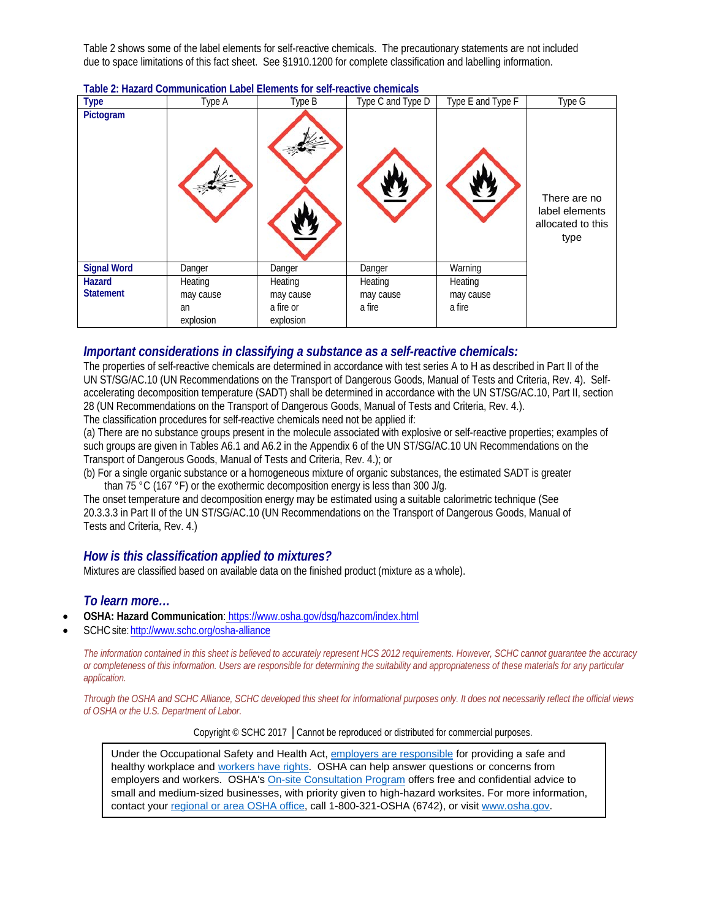Table 2 shows some of the label elements for self-reactive chemicals. The precautionary statements are not included due to space limitations of this fact sheet. See §1910.1200 for complete classification and labelling information.

**Table 2: Hazard Communication Label Elements for self-reactive chemicals**

| Type | Type A | Type B | Type C and Type D | Type E and Type F | Type G |
|---|---|---|---|---|---|
| **Pictogram** | | | | | There are no label elements allocated to this type |
| **Signal Word** | Danger | Danger | Danger | Warning | |
| **Hazard Statement** | Heating may cause an explosion | Heating may cause a fire or explosion | Heating may cause a fire | Heating may cause a fire | |

## *Important considerations in classifying a substance as a self-reactive chemicals:*

The properties of self-reactive chemicals are determined in accordance with test series A to H as described in Part II of the UN ST/SG/AC.10 (UN Recommendations on the Transport of Dangerous Goods, Manual of Tests and Criteria, Rev. 4). Self-accelerating decomposition temperature (SADT) shall be determined in accordance with the UN ST/SG/AC.10, Part II, section 28 (UN Recommendations on the Transport of Dangerous Goods, Manual of Tests and Criteria, Rev. 4.).

The classification procedures for self-reactive chemicals need not be applied if:

(a) There are no substance groups present in the molecule associated with explosive or self-reactive properties; examples of such groups are given in Tables A6.1 and A6.2 in the Appendix 6 of the UN ST/SG/AC.10 UN Recommendations on the Transport of Dangerous Goods, Manual of Tests and Criteria, Rev. 4.); or

(b) For a single organic substance or a homogeneous mixture of organic substances, the estimated SADT is greater than 75 °C (167 °F) or the exothermic decomposition energy is less than 300 J/g.

The onset temperature and decomposition energy may be estimated using a suitable calorimetric technique (See 20.3.3.3 in Part II of the UN ST/SG/AC.10 (UN Recommendations on the Transport of Dangerous Goods, Manual of Tests and Criteria, Rev. 4.)

## *How is this classification applied to mixtures?*

Mixtures are classified based on available data on the finished product (mixture as a whole).

## *To learn more…*

- **OSHA: Hazard Communication**: https://www.osha.gov/dsg/hazcom/index.html
- SCHC site: http://www.schc.org/osha-alliance

*The information contained in this sheet is believed to accurately represent HCS 2012 requirements. However, SCHC cannot guarantee the accuracy or completeness of this information. Users are responsible for determining the suitability and appropriateness of these materials for any particular application.*

*Through the OSHA and SCHC Alliance, SCHC developed this sheet for informational purposes only. It does not necessarily reflect the official views of OSHA or the U.S. Department of Labor.*

Copyright © SCHC 2017 | Cannot be reproduced or distributed for commercial purposes.

Under the Occupational Safety and Health Act, employers are responsible for providing a safe and healthy workplace and workers have rights. OSHA can help answer questions or concerns from employers and workers. OSHA's On-site Consultation Program offers free and confidential advice to small and medium-sized businesses, with priority given to high-hazard worksites. For more information, contact your regional or area OSHA office, call 1-800-321-OSHA (6742), or visit www.osha.gov.